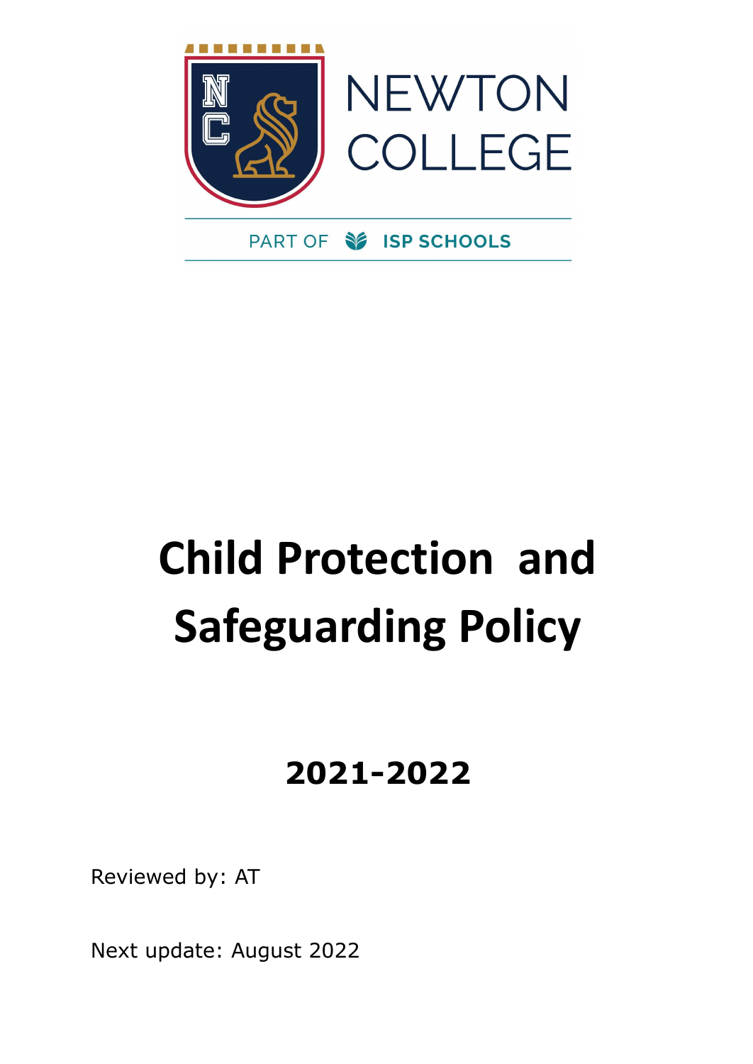NEWTON COLLEGE

PART OF ISP SCHOOLS

# Child Protection and Safeguarding Policy

## 2021-2022

Reviewed by: AT

Next update: August 2022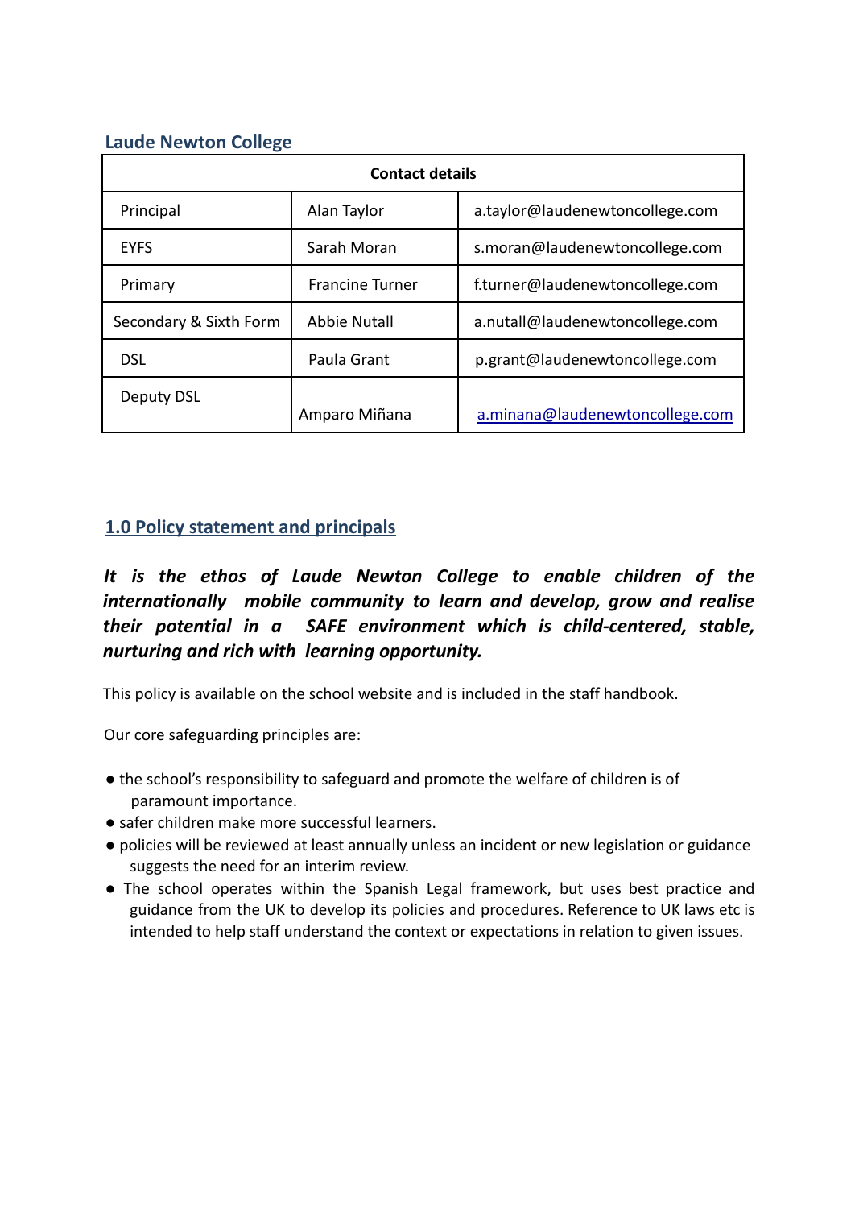### Laude Newton College

| Contact details | | |
|---|---|---|
| Principal | Alan Taylor | a.taylor@laudenewtoncollege.com |
| EYFS | Sarah Moran | s.moran@laudenewtoncollege.com |
| Primary | Francine Turner | f.turner@laudenewtoncollege.com |
| Secondary & Sixth Form | Abbie Nutall | a.nutall@laudenewtoncollege.com |
| DSL | Paula Grant | p.grant@laudenewtoncollege.com |
| Deputy DSL | Amparo Miñana | a.minana@laudenewtoncollege.com |

## 1.0 Policy statement and principals

***It is the ethos of Laude Newton College to enable children of the internationally mobile community to learn and develop, grow and realise their potential in a SAFE environment which is child-centered, stable, nurturing and rich with learning opportunity.***

This policy is available on the school website and is included in the staff handbook.

Our core safeguarding principles are:

- the school's responsibility to safeguard and promote the welfare of children is of paramount importance.
- safer children make more successful learners.
- policies will be reviewed at least annually unless an incident or new legislation or guidance suggests the need for an interim review.
- The school operates within the Spanish Legal framework, but uses best practice and guidance from the UK to develop its policies and procedures. Reference to UK laws etc is intended to help staff understand the context or expectations in relation to given issues.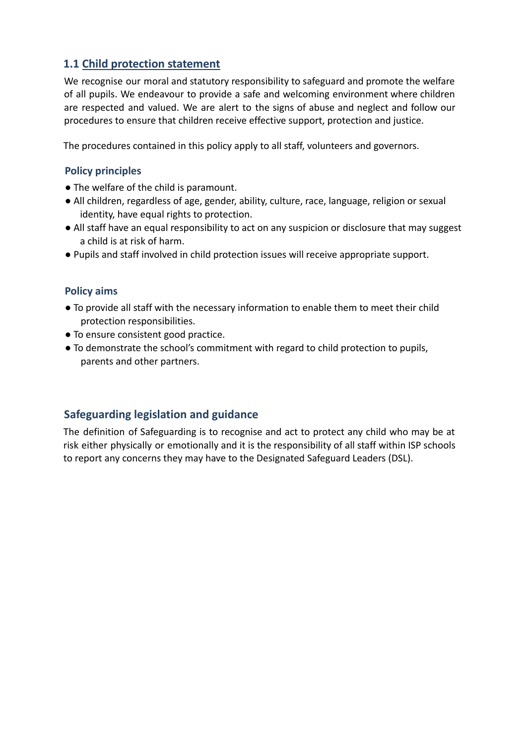## 1.1 Child protection statement

We recognise our moral and statutory responsibility to safeguard and promote the welfare of all pupils. We endeavour to provide a safe and welcoming environment where children are respected and valued. We are alert to the signs of abuse and neglect and follow our procedures to ensure that children receive effective support, protection and justice.

The procedures contained in this policy apply to all staff, volunteers and governors.

### Policy principles

- The welfare of the child is paramount.
- All children, regardless of age, gender, ability, culture, race, language, religion or sexual identity, have equal rights to protection.
- All staff have an equal responsibility to act on any suspicion or disclosure that may suggest a child is at risk of harm.
- Pupils and staff involved in child protection issues will receive appropriate support.

### Policy aims

- To provide all staff with the necessary information to enable them to meet their child protection responsibilities.
- To ensure consistent good practice.
- To demonstrate the school's commitment with regard to child protection to pupils, parents and other partners.

## Safeguarding legislation and guidance

The definition of Safeguarding is to recognise and act to protect any child who may be at risk either physically or emotionally and it is the responsibility of all staff within ISP schools to report any concerns they may have to the Designated Safeguard Leaders (DSL).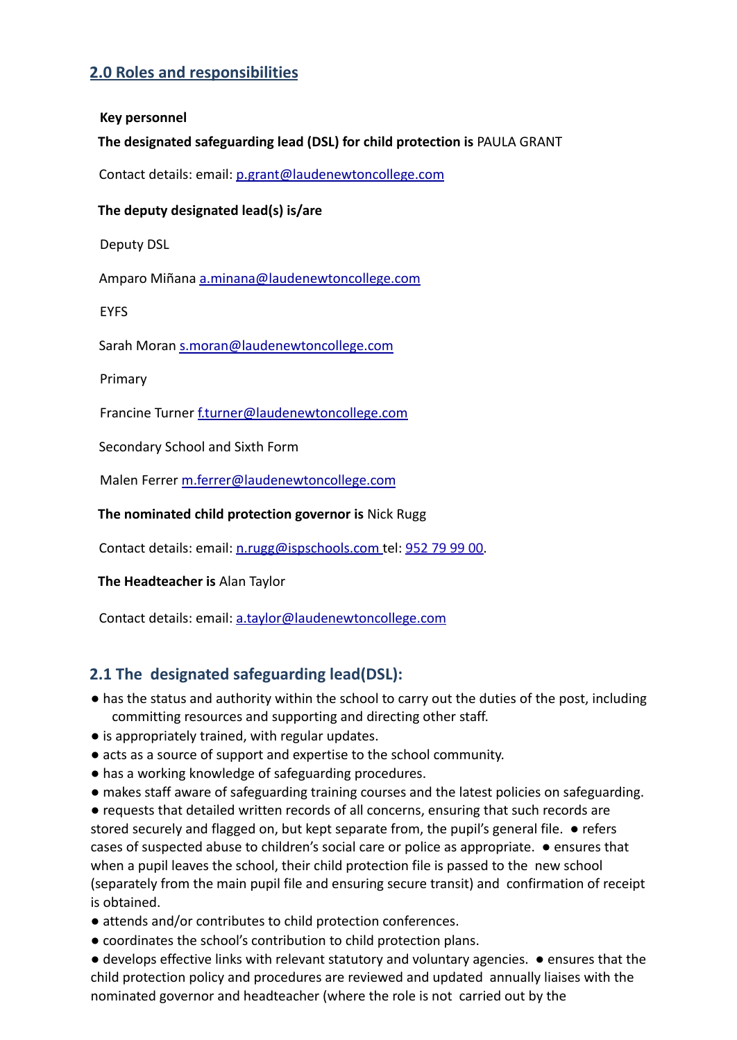## 2.0 Roles and responsibilities

**Key personnel**

**The designated safeguarding lead (DSL) for child protection is** PAULA GRANT

Contact details: email: p.grant@laudenewtoncollege.com

**The deputy designated lead(s) is/are**

Deputy DSL

Amparo Miñana a.minana@laudenewtoncollege.com

EYFS

Sarah Moran s.moran@laudenewtoncollege.com

Primary

Francine Turner f.turner@laudenewtoncollege.com

Secondary School and Sixth Form

Malen Ferrer m.ferrer@laudenewtoncollege.com

**The nominated child protection governor is** Nick Rugg

Contact details: email: n.rugg@ispschools.com tel: 952 79 99 00.

**The Headteacher is** Alan Taylor

Contact details: email: a.taylor@laudenewtoncollege.com

### 2.1 The designated safeguarding lead(DSL):

- has the status and authority within the school to carry out the duties of the post, including committing resources and supporting and directing other staff.
- is appropriately trained, with regular updates.
- acts as a source of support and expertise to the school community.
- has a working knowledge of safeguarding procedures.
- makes staff aware of safeguarding training courses and the latest policies on safeguarding.
- requests that detailed written records of all concerns, ensuring that such records are stored securely and flagged on, but kept separate from, the pupil's general file.
- refers cases of suspected abuse to children's social care or police as appropriate.
- ensures that when a pupil leaves the school, their child protection file is passed to the new school (separately from the main pupil file and ensuring secure transit) and confirmation of receipt is obtained.
- attends and/or contributes to child protection conferences.
- coordinates the school's contribution to child protection plans.
- develops effective links with relevant statutory and voluntary agencies.
- ensures that the child protection policy and procedures are reviewed and updated annually liaises with the nominated governor and headteacher (where the role is not carried out by the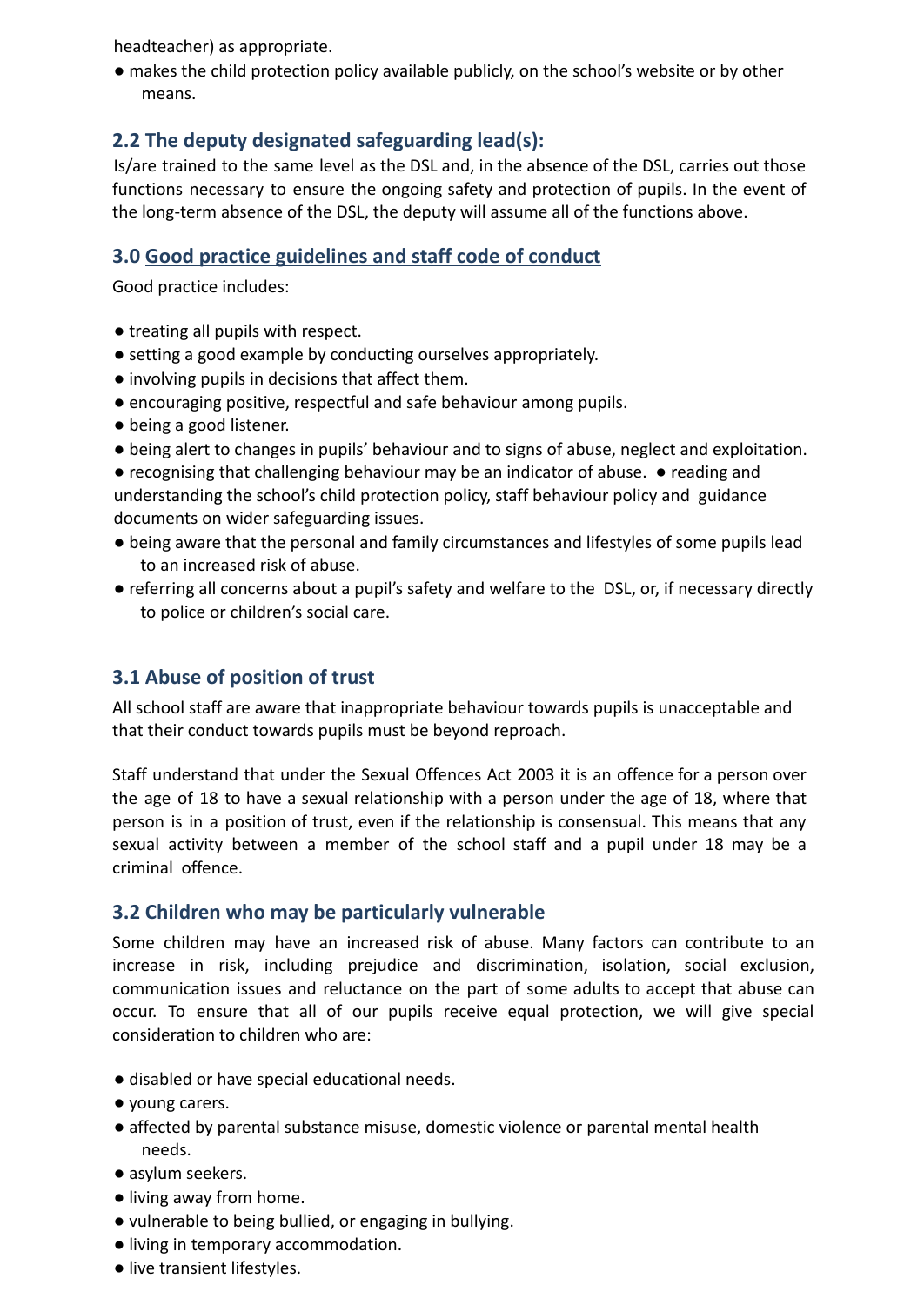headteacher) as appropriate.

- makes the child protection policy available publicly, on the school's website or by other means.

## 2.2 The deputy designated safeguarding lead(s):

Is/are trained to the same level as the DSL and, in the absence of the DSL, carries out those functions necessary to ensure the ongoing safety and protection of pupils. In the event of the long-term absence of the DSL, the deputy will assume all of the functions above.

## 3.0 Good practice guidelines and staff code of conduct

Good practice includes:

- treating all pupils with respect.
- setting a good example by conducting ourselves appropriately.
- involving pupils in decisions that affect them.
- encouraging positive, respectful and safe behaviour among pupils.
- being a good listener.
- being alert to changes in pupils' behaviour and to signs of abuse, neglect and exploitation.
- recognising that challenging behaviour may be an indicator of abuse.
- reading and understanding the school's child protection policy, staff behaviour policy and guidance documents on wider safeguarding issues.
- being aware that the personal and family circumstances and lifestyles of some pupils lead to an increased risk of abuse.
- referring all concerns about a pupil's safety and welfare to the DSL, or, if necessary directly to police or children's social care.

## 3.1 Abuse of position of trust

All school staff are aware that inappropriate behaviour towards pupils is unacceptable and that their conduct towards pupils must be beyond reproach.

Staff understand that under the Sexual Offences Act 2003 it is an offence for a person over the age of 18 to have a sexual relationship with a person under the age of 18, where that person is in a position of trust, even if the relationship is consensual. This means that any sexual activity between a member of the school staff and a pupil under 18 may be a criminal offence.

## 3.2 Children who may be particularly vulnerable

Some children may have an increased risk of abuse. Many factors can contribute to an increase in risk, including prejudice and discrimination, isolation, social exclusion, communication issues and reluctance on the part of some adults to accept that abuse can occur. To ensure that all of our pupils receive equal protection, we will give special consideration to children who are:

- disabled or have special educational needs.
- young carers.
- affected by parental substance misuse, domestic violence or parental mental health needs.
- asylum seekers.
- living away from home.
- vulnerable to being bullied, or engaging in bullying.
- living in temporary accommodation.
- live transient lifestyles.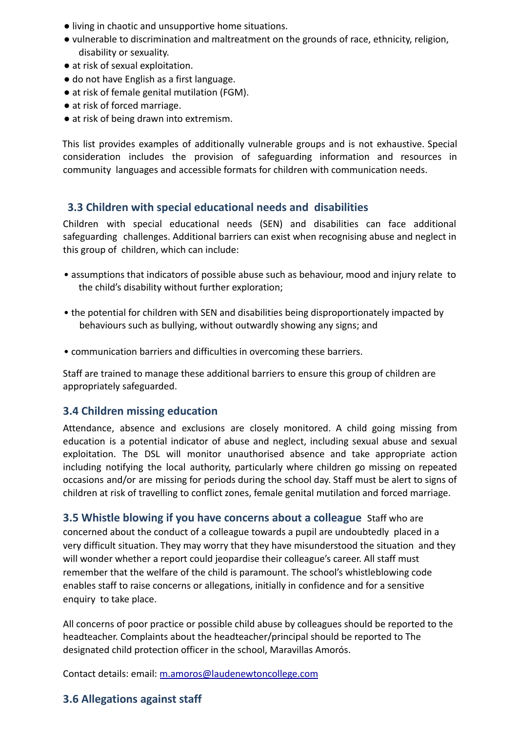- living in chaotic and unsupportive home situations.
- vulnerable to discrimination and maltreatment on the grounds of race, ethnicity, religion, disability or sexuality.
- at risk of sexual exploitation.
- do not have English as a first language.
- at risk of female genital mutilation (FGM).
- at risk of forced marriage.
- at risk of being drawn into extremism.

This list provides examples of additionally vulnerable groups and is not exhaustive. Special consideration includes the provision of safeguarding information and resources in community languages and accessible formats for children with communication needs.

### 3.3 Children with special educational needs and disabilities

Children with special educational needs (SEN) and disabilities can face additional safeguarding challenges. Additional barriers can exist when recognising abuse and neglect in this group of children, which can include:

- assumptions that indicators of possible abuse such as behaviour, mood and injury relate to the child's disability without further exploration;
- the potential for children with SEN and disabilities being disproportionately impacted by behaviours such as bullying, without outwardly showing any signs; and
- communication barriers and difficulties in overcoming these barriers.

Staff are trained to manage these additional barriers to ensure this group of children are appropriately safeguarded.

### 3.4 Children missing education

Attendance, absence and exclusions are closely monitored. A child going missing from education is a potential indicator of abuse and neglect, including sexual abuse and sexual exploitation. The DSL will monitor unauthorised absence and take appropriate action including notifying the local authority, particularly where children go missing on repeated occasions and/or are missing for periods during the school day. Staff must be alert to signs of children at risk of travelling to conflict zones, female genital mutilation and forced marriage.

### 3.5 Whistle blowing if you have concerns about a colleague

Staff who are concerned about the conduct of a colleague towards a pupil are undoubtedly placed in a very difficult situation. They may worry that they have misunderstood the situation and they will wonder whether a report could jeopardise their colleague's career. All staff must remember that the welfare of the child is paramount. The school's whistleblowing code enables staff to raise concerns or allegations, initially in confidence and for a sensitive enquiry to take place.

All concerns of poor practice or possible child abuse by colleagues should be reported to the headteacher. Complaints about the headteacher/principal should be reported to The designated child protection officer in the school, Maravillas Amorós.

Contact details: email: m.amoros@laudenewtoncollege.com

### 3.6 Allegations against staff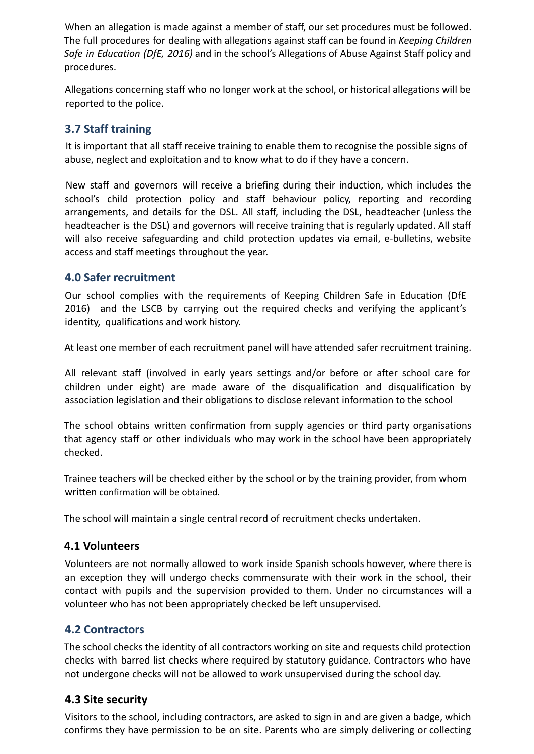When an allegation is made against a member of staff, our set procedures must be followed. The full procedures for dealing with allegations against staff can be found in *Keeping Children Safe in Education (DfE, 2016)* and in the school's Allegations of Abuse Against Staff policy and procedures.

Allegations concerning staff who no longer work at the school, or historical allegations will be reported to the police.

### 3.7 Staff training

It is important that all staff receive training to enable them to recognise the possible signs of abuse, neglect and exploitation and to know what to do if they have a concern.

New staff and governors will receive a briefing during their induction, which includes the school's child protection policy and staff behaviour policy, reporting and recording arrangements, and details for the DSL. All staff, including the DSL, headteacher (unless the headteacher is the DSL) and governors will receive training that is regularly updated. All staff will also receive safeguarding and child protection updates via email, e-bulletins, website access and staff meetings throughout the year.

## 4.0 Safer recruitment

Our school complies with the requirements of Keeping Children Safe in Education (DfE 2016) and the LSCB by carrying out the required checks and verifying the applicant's identity, qualifications and work history.

At least one member of each recruitment panel will have attended safer recruitment training.

All relevant staff (involved in early years settings and/or before or after school care for children under eight) are made aware of the disqualification and disqualification by association legislation and their obligations to disclose relevant information to the school

The school obtains written confirmation from supply agencies or third party organisations that agency staff or other individuals who may work in the school have been appropriately checked.

Trainee teachers will be checked either by the school or by the training provider, from whom written confirmation will be obtained.

The school will maintain a single central record of recruitment checks undertaken.

### 4.1 Volunteers

Volunteers are not normally allowed to work inside Spanish schools however, where there is an exception they will undergo checks commensurate with their work in the school, their contact with pupils and the supervision provided to them. Under no circumstances will a volunteer who has not been appropriately checked be left unsupervised.

### 4.2 Contractors

The school checks the identity of all contractors working on site and requests child protection checks with barred list checks where required by statutory guidance. Contractors who have not undergone checks will not be allowed to work unsupervised during the school day.

### 4.3 Site security

Visitors to the school, including contractors, are asked to sign in and are given a badge, which confirms they have permission to be on site. Parents who are simply delivering or collecting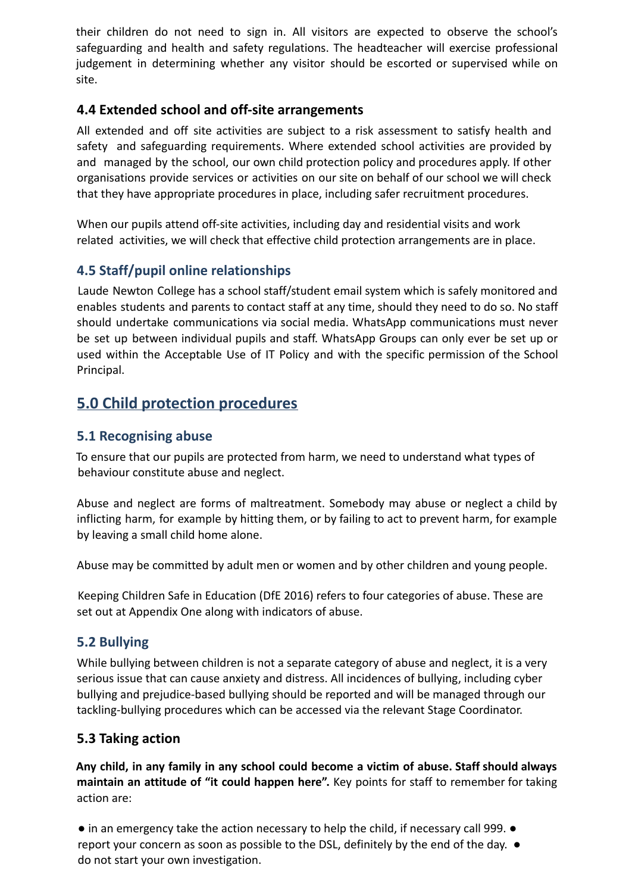their children do not need to sign in. All visitors are expected to observe the school's safeguarding and health and safety regulations. The headteacher will exercise professional judgement in determining whether any visitor should be escorted or supervised while on site.

### 4.4 Extended school and off-site arrangements

All extended and off site activities are subject to a risk assessment to satisfy health and safety and safeguarding requirements. Where extended school activities are provided by and managed by the school, our own child protection policy and procedures apply. If other organisations provide services or activities on our site on behalf of our school we will check that they have appropriate procedures in place, including safer recruitment procedures.

When our pupils attend off-site activities, including day and residential visits and work related activities, we will check that effective child protection arrangements are in place.

### 4.5 Staff/pupil online relationships

Laude Newton College has a school staff/student email system which is safely monitored and enables students and parents to contact staff at any time, should they need to do so. No staff should undertake communications via social media. WhatsApp communications must never be set up between individual pupils and staff. WhatsApp Groups can only ever be set up or used within the Acceptable Use of IT Policy and with the specific permission of the School Principal.

## 5.0 Child protection procedures

### 5.1 Recognising abuse

To ensure that our pupils are protected from harm, we need to understand what types of behaviour constitute abuse and neglect.

Abuse and neglect are forms of maltreatment. Somebody may abuse or neglect a child by inflicting harm, for example by hitting them, or by failing to act to prevent harm, for example by leaving a small child home alone.

Abuse may be committed by adult men or women and by other children and young people.

Keeping Children Safe in Education (DfE 2016) refers to four categories of abuse. These are set out at Appendix One along with indicators of abuse.

### 5.2 Bullying

While bullying between children is not a separate category of abuse and neglect, it is a very serious issue that can cause anxiety and distress. All incidences of bullying, including cyber bullying and prejudice-based bullying should be reported and will be managed through our tackling-bullying procedures which can be accessed via the relevant Stage Coordinator.

### 5.3 Taking action

**Any child, in any family in any school could become a victim of abuse. Staff should always maintain an attitude of "it could happen here".** Key points for staff to remember for taking action are:

- in an emergency take the action necessary to help the child, if necessary call 999.
- report your concern as soon as possible to the DSL, definitely by the end of the day.
- do not start your own investigation.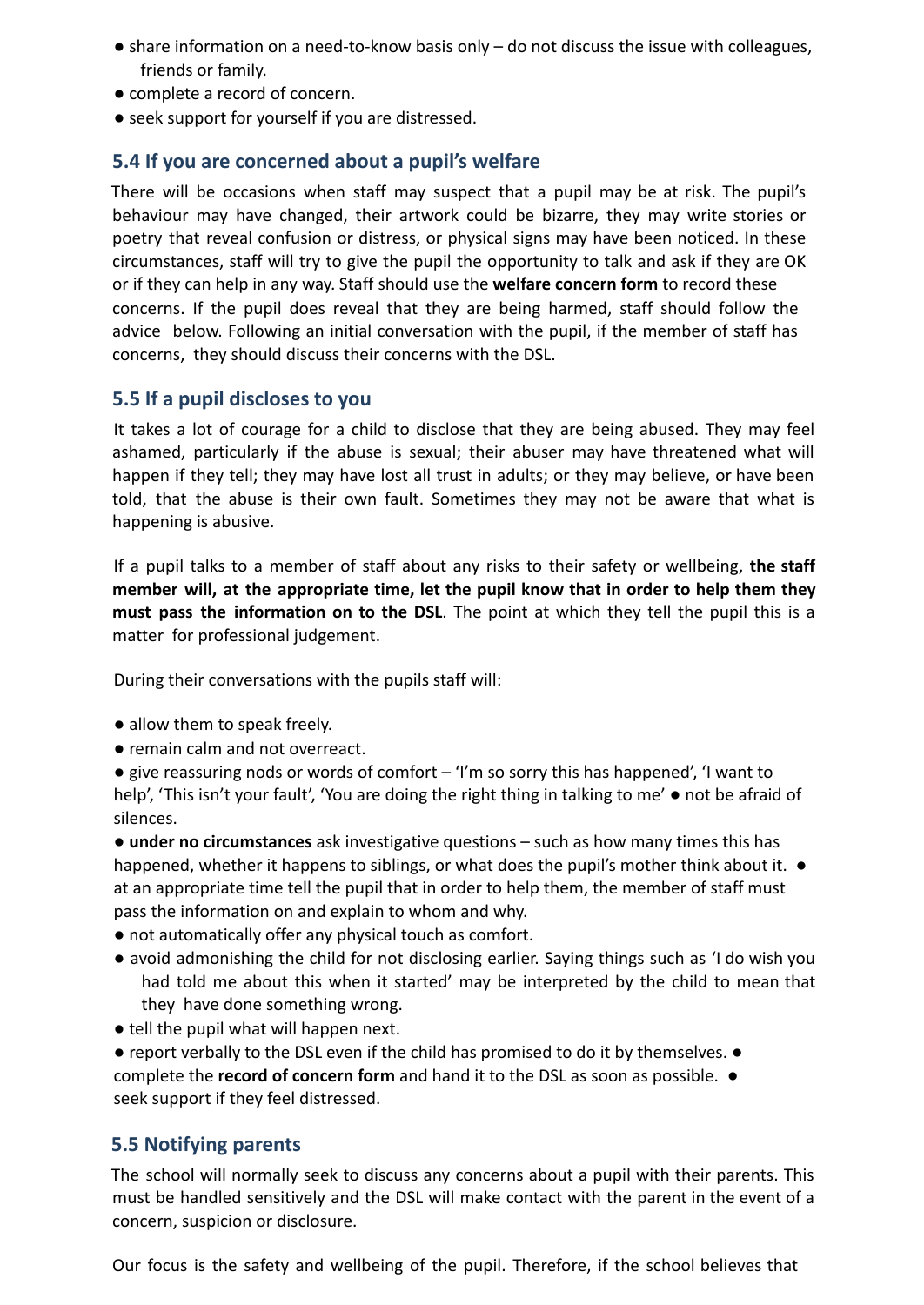- share information on a need-to-know basis only – do not discuss the issue with colleagues, friends or family.
- complete a record of concern.
- seek support for yourself if you are distressed.

## 5.4 If you are concerned about a pupil's welfare

There will be occasions when staff may suspect that a pupil may be at risk. The pupil's behaviour may have changed, their artwork could be bizarre, they may write stories or poetry that reveal confusion or distress, or physical signs may have been noticed. In these circumstances, staff will try to give the pupil the opportunity to talk and ask if they are OK or if they can help in any way. Staff should use the **welfare concern form** to record these concerns. If the pupil does reveal that they are being harmed, staff should follow the advice below. Following an initial conversation with the pupil, if the member of staff has concerns, they should discuss their concerns with the DSL.

## 5.5 If a pupil discloses to you

It takes a lot of courage for a child to disclose that they are being abused. They may feel ashamed, particularly if the abuse is sexual; their abuser may have threatened what will happen if they tell; they may have lost all trust in adults; or they may believe, or have been told, that the abuse is their own fault. Sometimes they may not be aware that what is happening is abusive.

If a pupil talks to a member of staff about any risks to their safety or wellbeing, **the staff member will, at the appropriate time, let the pupil know that in order to help them they must pass the information on to the DSL**. The point at which they tell the pupil this is a matter for professional judgement.

During their conversations with the pupils staff will:

- allow them to speak freely.
- remain calm and not overreact.
- give reassuring nods or words of comfort – 'I'm so sorry this has happened', 'I want to help', 'This isn't your fault', 'You are doing the right thing in talking to me'
- not be afraid of silences.
- **under no circumstances** ask investigative questions – such as how many times this has happened, whether it happens to siblings, or what does the pupil's mother think about it.
- at an appropriate time tell the pupil that in order to help them, the member of staff must pass the information on and explain to whom and why.
- not automatically offer any physical touch as comfort.
- avoid admonishing the child for not disclosing earlier. Saying things such as 'I do wish you had told me about this when it started' may be interpreted by the child to mean that they have done something wrong.
- tell the pupil what will happen next.
- report verbally to the DSL even if the child has promised to do it by themselves.
- complete the **record of concern form** and hand it to the DSL as soon as possible.
- seek support if they feel distressed.

## 5.5 Notifying parents

The school will normally seek to discuss any concerns about a pupil with their parents. This must be handled sensitively and the DSL will make contact with the parent in the event of a concern, suspicion or disclosure.

Our focus is the safety and wellbeing of the pupil. Therefore, if the school believes that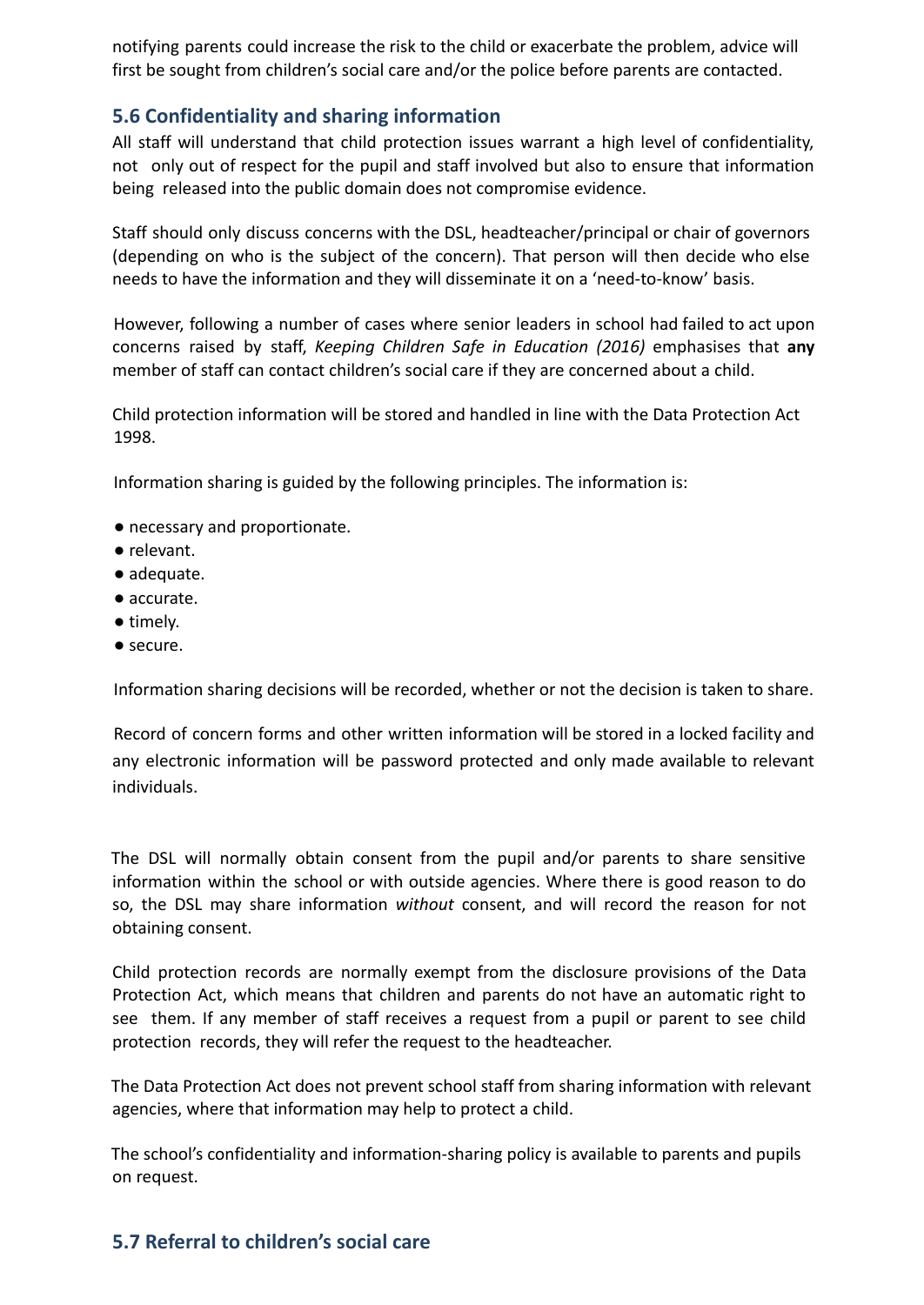notifying parents could increase the risk to the child or exacerbate the problem, advice will first be sought from children's social care and/or the police before parents are contacted.

### 5.6 Confidentiality and sharing information

All staff will understand that child protection issues warrant a high level of confidentiality, not only out of respect for the pupil and staff involved but also to ensure that information being released into the public domain does not compromise evidence.

Staff should only discuss concerns with the DSL, headteacher/principal or chair of governors (depending on who is the subject of the concern). That person will then decide who else needs to have the information and they will disseminate it on a 'need-to-know' basis.

However, following a number of cases where senior leaders in school had failed to act upon concerns raised by staff, *Keeping Children Safe in Education (2016)* emphasises that **any** member of staff can contact children's social care if they are concerned about a child.

Child protection information will be stored and handled in line with the Data Protection Act 1998.

Information sharing is guided by the following principles. The information is:

- necessary and proportionate.
- relevant.
- adequate.
- accurate.
- timely.
- secure.

Information sharing decisions will be recorded, whether or not the decision is taken to share.

Record of concern forms and other written information will be stored in a locked facility and any electronic information will be password protected and only made available to relevant individuals.

The DSL will normally obtain consent from the pupil and/or parents to share sensitive information within the school or with outside agencies. Where there is good reason to do so, the DSL may share information *without* consent, and will record the reason for not obtaining consent.

Child protection records are normally exempt from the disclosure provisions of the Data Protection Act, which means that children and parents do not have an automatic right to see them. If any member of staff receives a request from a pupil or parent to see child protection records, they will refer the request to the headteacher.

The Data Protection Act does not prevent school staff from sharing information with relevant agencies, where that information may help to protect a child.

The school's confidentiality and information-sharing policy is available to parents and pupils on request.

### 5.7 Referral to children's social care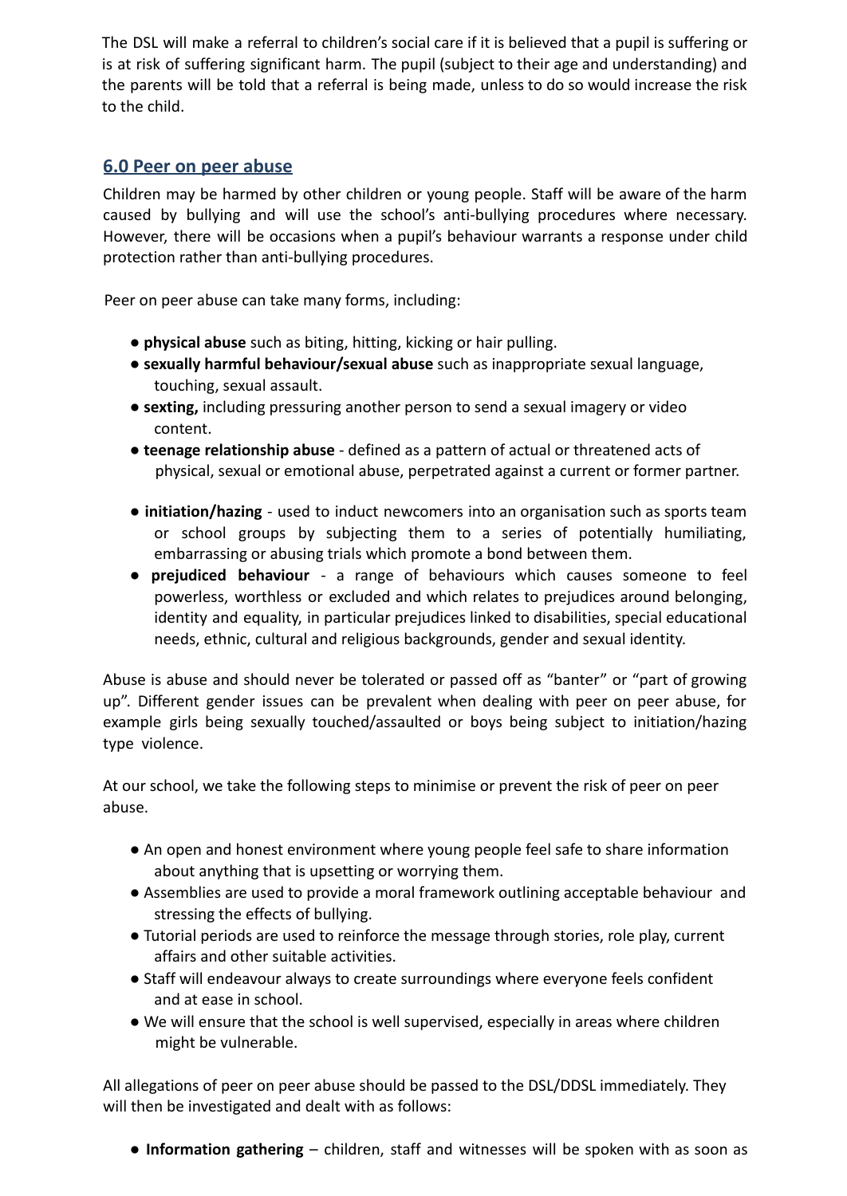The DSL will make a referral to children's social care if it is believed that a pupil is suffering or is at risk of suffering significant harm. The pupil (subject to their age and understanding) and the parents will be told that a referral is being made, unless to do so would increase the risk to the child.

## 6.0 Peer on peer abuse

Children may be harmed by other children or young people. Staff will be aware of the harm caused by bullying and will use the school's anti-bullying procedures where necessary. However, there will be occasions when a pupil's behaviour warrants a response under child protection rather than anti-bullying procedures.

Peer on peer abuse can take many forms, including:

- **physical abuse** such as biting, hitting, kicking or hair pulling.
- **sexually harmful behaviour/sexual abuse** such as inappropriate sexual language, touching, sexual assault.
- **sexting,** including pressuring another person to send a sexual imagery or video content.
- **teenage relationship abuse** - defined as a pattern of actual or threatened acts of physical, sexual or emotional abuse, perpetrated against a current or former partner.
- **initiation/hazing** - used to induct newcomers into an organisation such as sports team or school groups by subjecting them to a series of potentially humiliating, embarrassing or abusing trials which promote a bond between them.
- **prejudiced behaviour** - a range of behaviours which causes someone to feel powerless, worthless or excluded and which relates to prejudices around belonging, identity and equality, in particular prejudices linked to disabilities, special educational needs, ethnic, cultural and religious backgrounds, gender and sexual identity.

Abuse is abuse and should never be tolerated or passed off as "banter" or "part of growing up". Different gender issues can be prevalent when dealing with peer on peer abuse, for example girls being sexually touched/assaulted or boys being subject to initiation/hazing type violence.

At our school, we take the following steps to minimise or prevent the risk of peer on peer abuse.

- An open and honest environment where young people feel safe to share information about anything that is upsetting or worrying them.
- Assemblies are used to provide a moral framework outlining acceptable behaviour and stressing the effects of bullying.
- Tutorial periods are used to reinforce the message through stories, role play, current affairs and other suitable activities.
- Staff will endeavour always to create surroundings where everyone feels confident and at ease in school.
- We will ensure that the school is well supervised, especially in areas where children might be vulnerable.

All allegations of peer on peer abuse should be passed to the DSL/DDSL immediately. They will then be investigated and dealt with as follows:

- **Information gathering** – children, staff and witnesses will be spoken with as soon as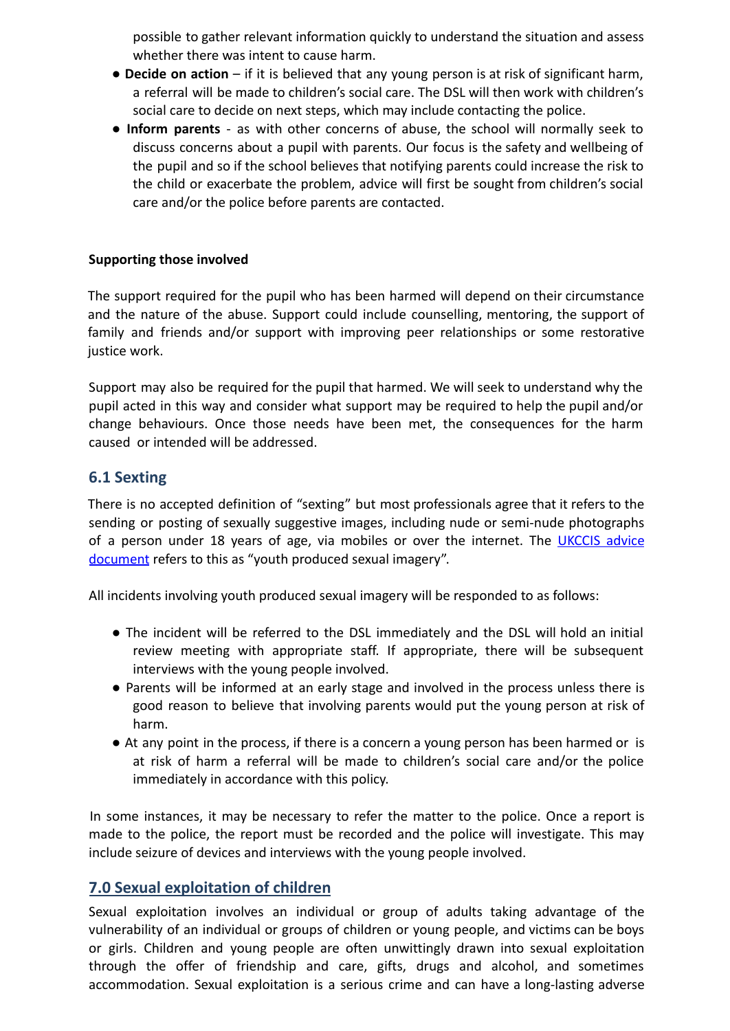possible to gather relevant information quickly to understand the situation and assess whether there was intent to cause harm.

- **Decide on action** – if it is believed that any young person is at risk of significant harm, a referral will be made to children's social care. The DSL will then work with children's social care to decide on next steps, which may include contacting the police.
- **Inform parents** - as with other concerns of abuse, the school will normally seek to discuss concerns about a pupil with parents. Our focus is the safety and wellbeing of the pupil and so if the school believes that notifying parents could increase the risk to the child or exacerbate the problem, advice will first be sought from children's social care and/or the police before parents are contacted.

**Supporting those involved**

The support required for the pupil who has been harmed will depend on their circumstance and the nature of the abuse. Support could include counselling, mentoring, the support of family and friends and/or support with improving peer relationships or some restorative justice work.

Support may also be required for the pupil that harmed. We will seek to understand why the pupil acted in this way and consider what support may be required to help the pupil and/or change behaviours. Once those needs have been met, the consequences for the harm caused or intended will be addressed.

## 6.1 Sexting

There is no accepted definition of "sexting" but most professionals agree that it refers to the sending or posting of sexually suggestive images, including nude or semi-nude photographs of a person under 18 years of age, via mobiles or over the internet. The UKCCIS advice document refers to this as "youth produced sexual imagery".

All incidents involving youth produced sexual imagery will be responded to as follows:

- The incident will be referred to the DSL immediately and the DSL will hold an initial review meeting with appropriate staff. If appropriate, there will be subsequent interviews with the young people involved.
- Parents will be informed at an early stage and involved in the process unless there is good reason to believe that involving parents would put the young person at risk of harm.
- At any point in the process, if there is a concern a young person has been harmed or is at risk of harm a referral will be made to children's social care and/or the police immediately in accordance with this policy.

In some instances, it may be necessary to refer the matter to the police. Once a report is made to the police, the report must be recorded and the police will investigate. This may include seizure of devices and interviews with the young people involved.

## 7.0 Sexual exploitation of children

Sexual exploitation involves an individual or group of adults taking advantage of the vulnerability of an individual or groups of children or young people, and victims can be boys or girls. Children and young people are often unwittingly drawn into sexual exploitation through the offer of friendship and care, gifts, drugs and alcohol, and sometimes accommodation. Sexual exploitation is a serious crime and can have a long-lasting adverse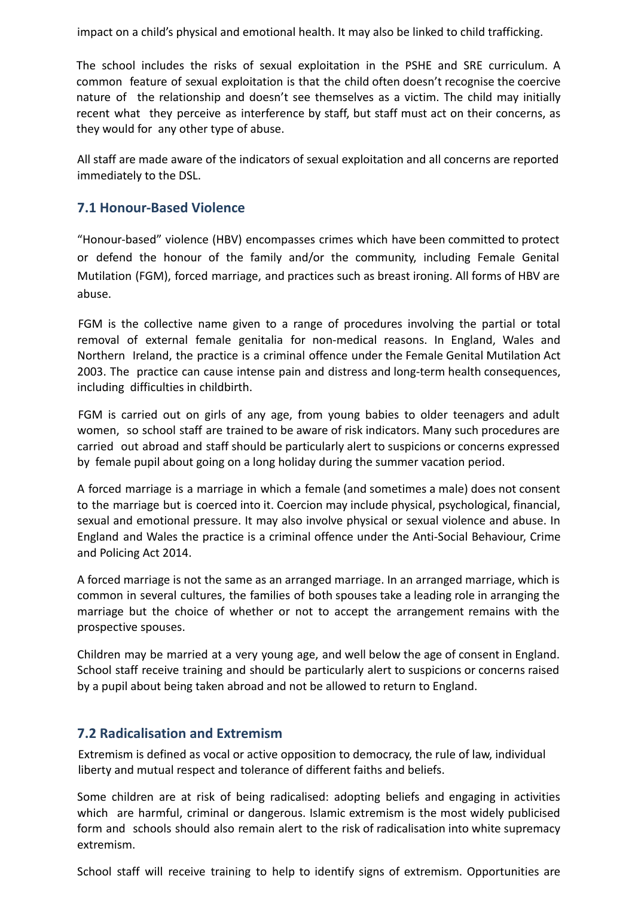impact on a child's physical and emotional health. It may also be linked to child trafficking.

The school includes the risks of sexual exploitation in the PSHE and SRE curriculum. A common feature of sexual exploitation is that the child often doesn't recognise the coercive nature of the relationship and doesn't see themselves as a victim. The child may initially recent what they perceive as interference by staff, but staff must act on their concerns, as they would for any other type of abuse.

All staff are made aware of the indicators of sexual exploitation and all concerns are reported immediately to the DSL.

### 7.1 Honour-Based Violence

"Honour-based" violence (HBV) encompasses crimes which have been committed to protect or defend the honour of the family and/or the community, including Female Genital Mutilation (FGM), forced marriage, and practices such as breast ironing. All forms of HBV are abuse.

FGM is the collective name given to a range of procedures involving the partial or total removal of external female genitalia for non-medical reasons. In England, Wales and Northern Ireland, the practice is a criminal offence under the Female Genital Mutilation Act 2003. The practice can cause intense pain and distress and long-term health consequences, including difficulties in childbirth.

FGM is carried out on girls of any age, from young babies to older teenagers and adult women, so school staff are trained to be aware of risk indicators. Many such procedures are carried out abroad and staff should be particularly alert to suspicions or concerns expressed by female pupil about going on a long holiday during the summer vacation period.

A forced marriage is a marriage in which a female (and sometimes a male) does not consent to the marriage but is coerced into it. Coercion may include physical, psychological, financial, sexual and emotional pressure. It may also involve physical or sexual violence and abuse. In England and Wales the practice is a criminal offence under the Anti-Social Behaviour, Crime and Policing Act 2014.

A forced marriage is not the same as an arranged marriage. In an arranged marriage, which is common in several cultures, the families of both spouses take a leading role in arranging the marriage but the choice of whether or not to accept the arrangement remains with the prospective spouses.

Children may be married at a very young age, and well below the age of consent in England. School staff receive training and should be particularly alert to suspicions or concerns raised by a pupil about being taken abroad and not be allowed to return to England.

### 7.2 Radicalisation and Extremism

Extremism is defined as vocal or active opposition to democracy, the rule of law, individual liberty and mutual respect and tolerance of different faiths and beliefs.

Some children are at risk of being radicalised: adopting beliefs and engaging in activities which are harmful, criminal or dangerous. Islamic extremism is the most widely publicised form and schools should also remain alert to the risk of radicalisation into white supremacy extremism.

School staff will receive training to help to identify signs of extremism. Opportunities are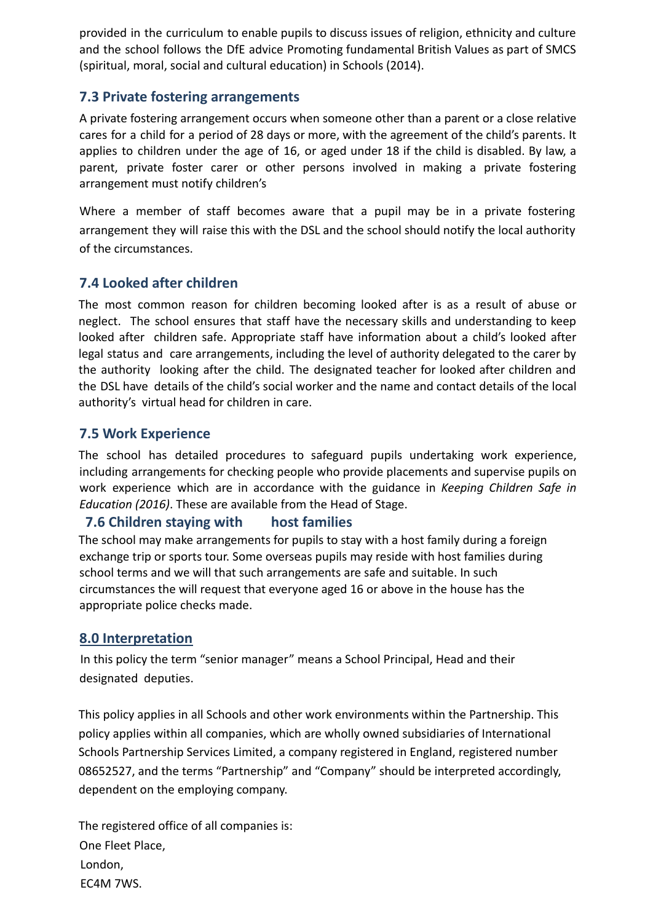provided in the curriculum to enable pupils to discuss issues of religion, ethnicity and culture and the school follows the DfE advice Promoting fundamental British Values as part of SMCS (spiritual, moral, social and cultural education) in Schools (2014).

### 7.3 Private fostering arrangements

A private fostering arrangement occurs when someone other than a parent or a close relative cares for a child for a period of 28 days or more, with the agreement of the child's parents. It applies to children under the age of 16, or aged under 18 if the child is disabled. By law, a parent, private foster carer or other persons involved in making a private fostering arrangement must notify children's

Where a member of staff becomes aware that a pupil may be in a private fostering arrangement they will raise this with the DSL and the school should notify the local authority of the circumstances.

### 7.4 Looked after children

The most common reason for children becoming looked after is as a result of abuse or neglect. The school ensures that staff have the necessary skills and understanding to keep looked after children safe. Appropriate staff have information about a child's looked after legal status and care arrangements, including the level of authority delegated to the carer by the authority looking after the child. The designated teacher for looked after children and the DSL have details of the child's social worker and the name and contact details of the local authority's virtual head for children in care.

### 7.5 Work Experience

The school has detailed procedures to safeguard pupils undertaking work experience, including arrangements for checking people who provide placements and supervise pupils on work experience which are in accordance with the guidance in *Keeping Children Safe in Education (2016)*. These are available from the Head of Stage.

### 7.6 Children staying with host families

The school may make arrangements for pupils to stay with a host family during a foreign exchange trip or sports tour. Some overseas pupils may reside with host families during school terms and we will that such arrangements are safe and suitable. In such circumstances the will request that everyone aged 16 or above in the house has the appropriate police checks made.

## 8.0 Interpretation

In this policy the term "senior manager" means a School Principal, Head and their designated deputies.

This policy applies in all Schools and other work environments within the Partnership. This policy applies within all companies, which are wholly owned subsidiaries of International Schools Partnership Services Limited, a company registered in England, registered number 08652527, and the terms "Partnership" and "Company" should be interpreted accordingly, dependent on the employing company.

The registered office of all companies is:
One Fleet Place,
London,
EC4M 7WS.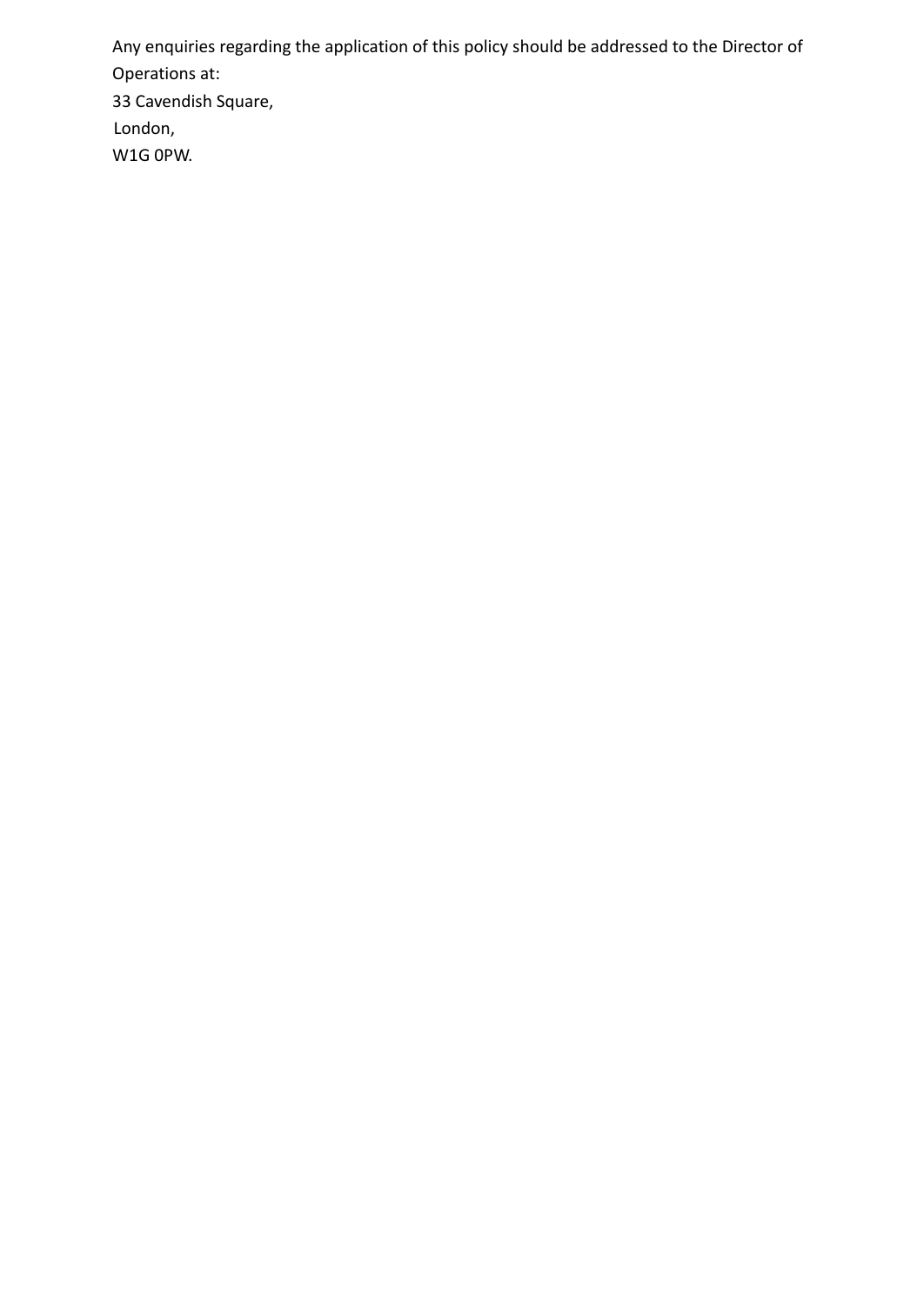Any enquiries regarding the application of this policy should be addressed to the Director of Operations at:

33 Cavendish Square,
London,
W1G 0PW.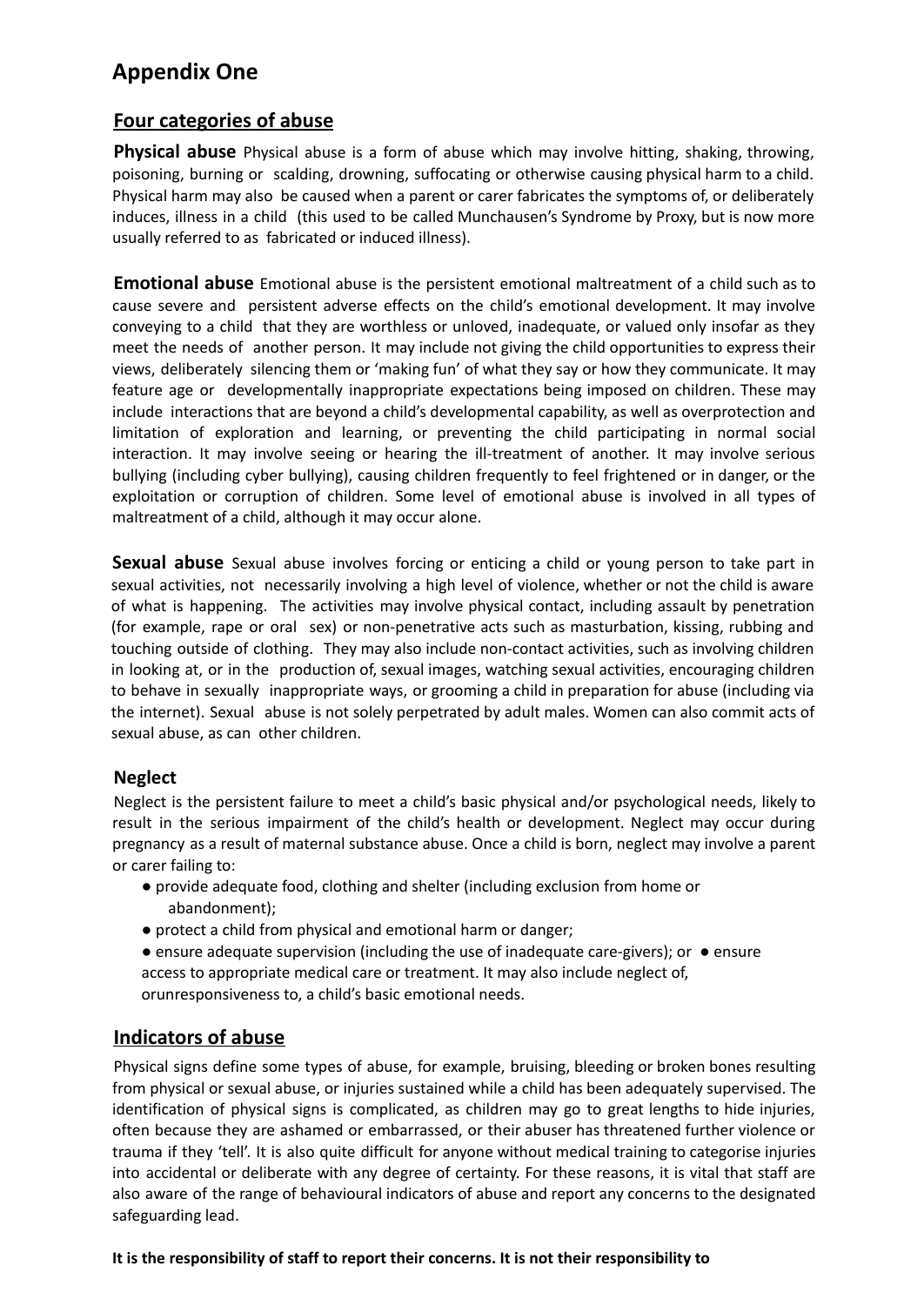# Appendix One

## Four categories of abuse

**Physical abuse** Physical abuse is a form of abuse which may involve hitting, shaking, throwing, poisoning, burning or scalding, drowning, suffocating or otherwise causing physical harm to a child. Physical harm may also be caused when a parent or carer fabricates the symptoms of, or deliberately induces, illness in a child (this used to be called Munchausen's Syndrome by Proxy, but is now more usually referred to as fabricated or induced illness).

**Emotional abuse** Emotional abuse is the persistent emotional maltreatment of a child such as to cause severe and persistent adverse effects on the child's emotional development. It may involve conveying to a child that they are worthless or unloved, inadequate, or valued only insofar as they meet the needs of another person. It may include not giving the child opportunities to express their views, deliberately silencing them or 'making fun' of what they say or how they communicate. It may feature age or developmentally inappropriate expectations being imposed on children. These may include interactions that are beyond a child's developmental capability, as well as overprotection and limitation of exploration and learning, or preventing the child participating in normal social interaction. It may involve seeing or hearing the ill-treatment of another. It may involve serious bullying (including cyber bullying), causing children frequently to feel frightened or in danger, or the exploitation or corruption of children. Some level of emotional abuse is involved in all types of maltreatment of a child, although it may occur alone.

**Sexual abuse** Sexual abuse involves forcing or enticing a child or young person to take part in sexual activities, not necessarily involving a high level of violence, whether or not the child is aware of what is happening. The activities may involve physical contact, including assault by penetration (for example, rape or oral sex) or non-penetrative acts such as masturbation, kissing, rubbing and touching outside of clothing. They may also include non-contact activities, such as involving children in looking at, or in the production of, sexual images, watching sexual activities, encouraging children to behave in sexually inappropriate ways, or grooming a child in preparation for abuse (including via the internet). Sexual abuse is not solely perpetrated by adult males. Women can also commit acts of sexual abuse, as can other children.

**Neglect**

Neglect is the persistent failure to meet a child's basic physical and/or psychological needs, likely to result in the serious impairment of the child's health or development. Neglect may occur during pregnancy as a result of maternal substance abuse. Once a child is born, neglect may involve a parent or carer failing to:

- provide adequate food, clothing and shelter (including exclusion from home or abandonment);
- protect a child from physical and emotional harm or danger;
- ensure adequate supervision (including the use of inadequate care-givers); or
- ensure access to appropriate medical care or treatment. It may also include neglect of, orunresponsiveness to, a child's basic emotional needs.

## Indicators of abuse

Physical signs define some types of abuse, for example, bruising, bleeding or broken bones resulting from physical or sexual abuse, or injuries sustained while a child has been adequately supervised. The identification of physical signs is complicated, as children may go to great lengths to hide injuries, often because they are ashamed or embarrassed, or their abuser has threatened further violence or trauma if they 'tell'. It is also quite difficult for anyone without medical training to categorise injuries into accidental or deliberate with any degree of certainty. For these reasons, it is vital that staff are also aware of the range of behavioural indicators of abuse and report any concerns to the designated safeguarding lead.

**It is the responsibility of staff to report their concerns. It is not their responsibility to**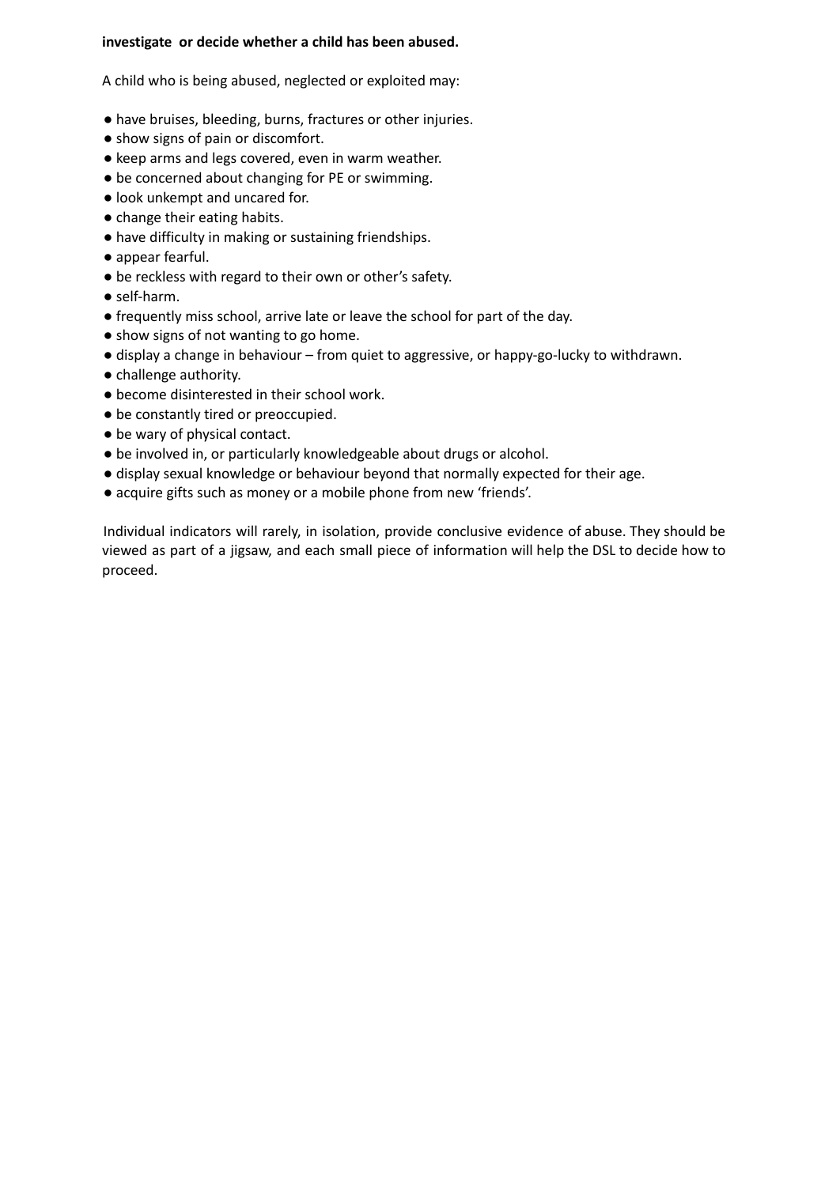**investigate or decide whether a child has been abused.**

A child who is being abused, neglected or exploited may:

- have bruises, bleeding, burns, fractures or other injuries.
- show signs of pain or discomfort.
- keep arms and legs covered, even in warm weather.
- be concerned about changing for PE or swimming.
- look unkempt and uncared for.
- change their eating habits.
- have difficulty in making or sustaining friendships.
- appear fearful.
- be reckless with regard to their own or other's safety.
- self-harm.
- frequently miss school, arrive late or leave the school for part of the day.
- show signs of not wanting to go home.
- display a change in behaviour – from quiet to aggressive, or happy-go-lucky to withdrawn.
- challenge authority.
- become disinterested in their school work.
- be constantly tired or preoccupied.
- be wary of physical contact.
- be involved in, or particularly knowledgeable about drugs or alcohol.
- display sexual knowledge or behaviour beyond that normally expected for their age.
- acquire gifts such as money or a mobile phone from new 'friends'.

Individual indicators will rarely, in isolation, provide conclusive evidence of abuse. They should be viewed as part of a jigsaw, and each small piece of information will help the DSL to decide how to proceed.